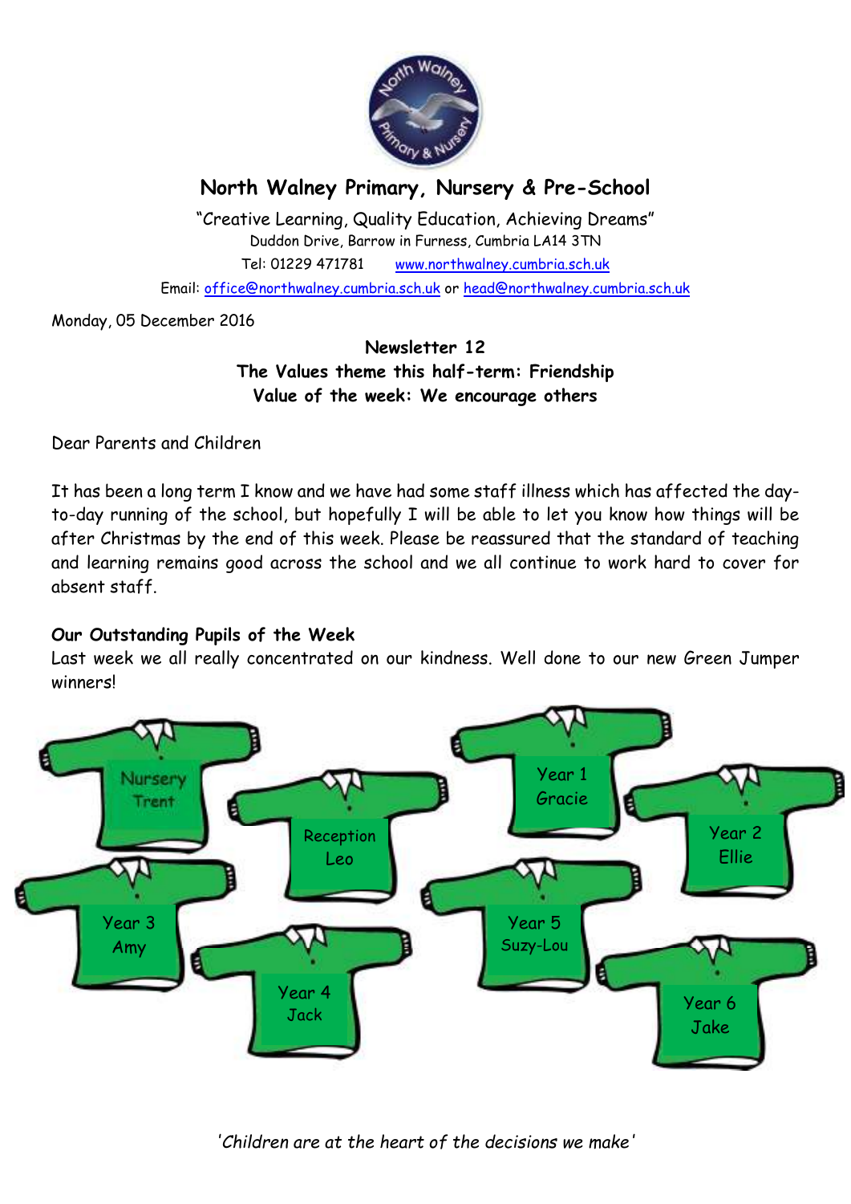# North Walney Primary, Nursery & Pre-School

"Creative Learning, Quality Education, Achieving Dreams"
Duddon Drive, Barrow in Furness, Cumbria LA14 3TN
Tel: 01229 471781 www.northwalney.cumbria.sch.uk
Email: office@northwalney.cumbria.sch.uk or head@northwalney.cumbria.sch.uk

Monday, 05 December 2016

**Newsletter 12**
**The Values theme this half-term: Friendship**
**Value of the week: We encourage others**

Dear Parents and Children

It has been a long term I know and we have had some staff illness which has affected the day-to-day running of the school, but hopefully I will be able to let you know how things will be after Christmas by the end of this week. Please be reassured that the standard of teaching and learning remains good across the school and we all continue to work hard to cover for absent staff.

**Our Outstanding Pupils of the Week**

Last week we all really concentrated on our kindness. Well done to our new Green Jumper winners!

- Nursery – Trent
- Reception – Leo
- Year 1 – Gracie
- Year 2 – Ellie
- Year 3 – Amy
- Year 4 – Jack
- Year 5 – Suzy-Lou
- Year 6 – Jake

*'Children are at the heart of the decisions we make'*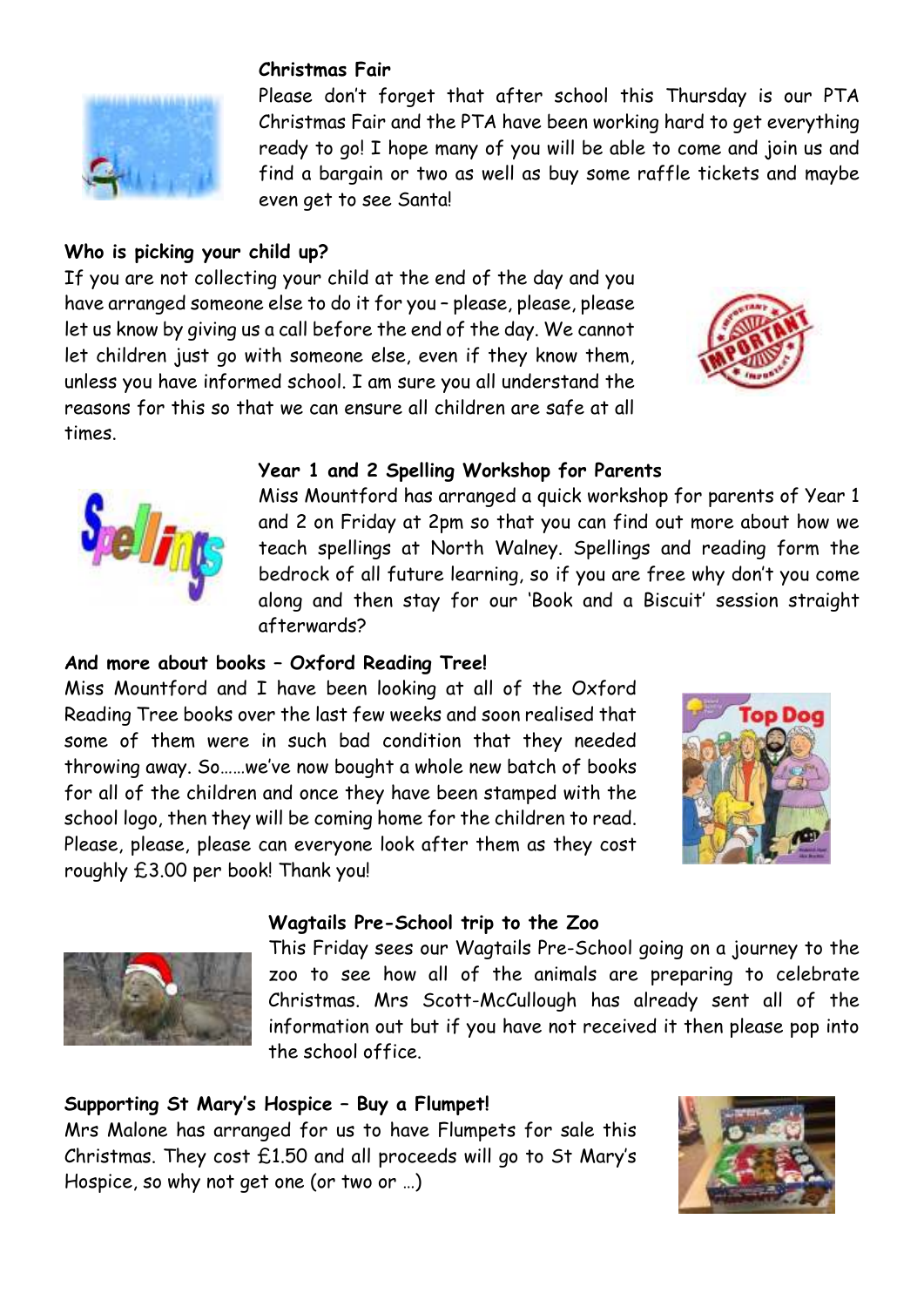### Christmas Fair

Please don't forget that after school this Thursday is our PTA Christmas Fair and the PTA have been working hard to get everything ready to go! I hope many of you will be able to come and join us and find a bargain or two as well as buy some raffle tickets and maybe even get to see Santa!

### Who is picking your child up?

If you are not collecting your child at the end of the day and you have arranged someone else to do it for you – please, please, please let us know by giving us a call before the end of the day. We cannot let children just go with someone else, even if they know them, unless you have informed school. I am sure you all understand the reasons for this so that we can ensure all children are safe at all times.

### Year 1 and 2 Spelling Workshop for Parents

Miss Mountford has arranged a quick workshop for parents of Year 1 and 2 on Friday at 2pm so that you can find out more about how we teach spellings at North Walney. Spellings and reading form the bedrock of all future learning, so if you are free why don't you come along and then stay for our 'Book and a Biscuit' session straight afterwards?

### And more about books – Oxford Reading Tree!

Miss Mountford and I have been looking at all of the Oxford Reading Tree books over the last few weeks and soon realised that some of them were in such bad condition that they needed throwing away. So……we've now bought a whole new batch of books for all of the children and once they have been stamped with the school logo, then they will be coming home for the children to read. Please, please, please can everyone look after them as they cost roughly £3.00 per book! Thank you!

### Wagtails Pre-School trip to the Zoo

This Friday sees our Wagtails Pre-School going on a journey to the zoo to see how all of the animals are preparing to celebrate Christmas. Mrs Scott-McCullough has already sent all of the information out but if you have not received it then please pop into the school office.

### Supporting St Mary's Hospice – Buy a Flumpet!

Mrs Malone has arranged for us to have Flumpets for sale this Christmas. They cost £1.50 and all proceeds will go to St Mary's Hospice, so why not get one (or two or …)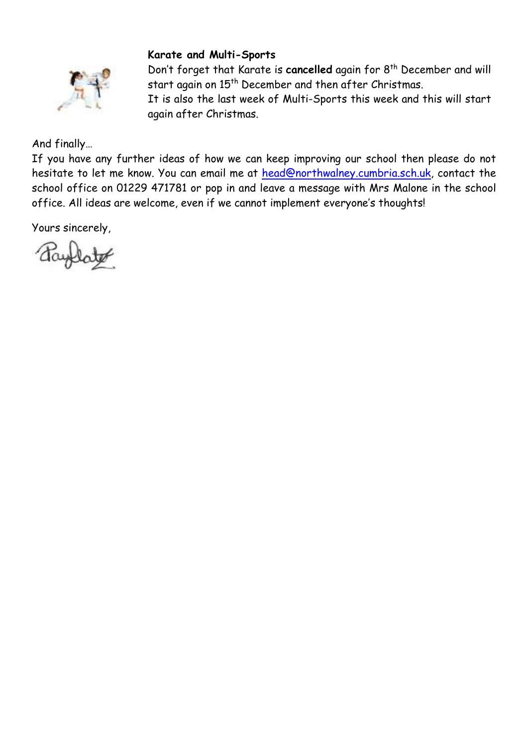**Karate and Multi-Sports**

Don't forget that Karate is **cancelled** again for 8th December and will start again on 15th December and then after Christmas.
It is also the last week of Multi-Sports this week and this will start again after Christmas.

And finally…
If you have any further ideas of how we can keep improving our school then please do not hesitate to let me know. You can email me at head@northwalney.cumbria.sch.uk, contact the school office on 01229 471781 or pop in and leave a message with Mrs Malone in the school office. All ideas are welcome, even if we cannot implement everyone's thoughts!

Yours sincerely,